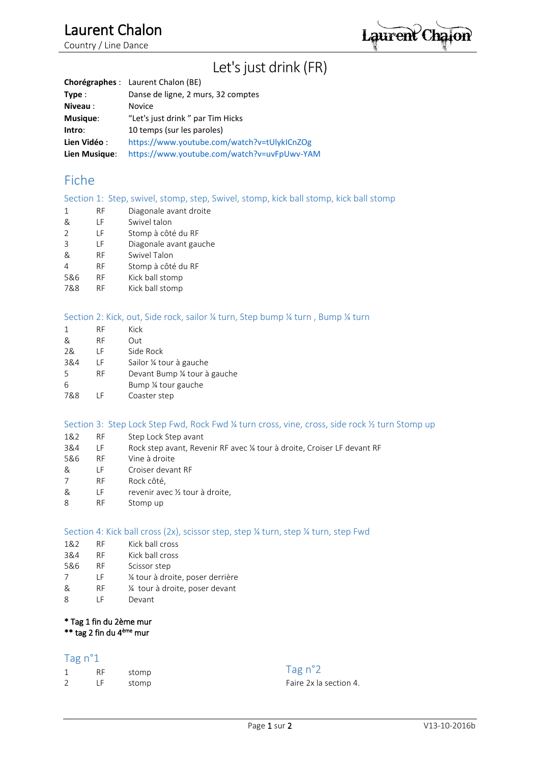# Laurent Chalon

Country / Line Dance

## Let's just drink (FR)

| | |
|---|---|
| **Chorégraphes :** | Laurent Chalon (BE) |
| **Type :** | Danse de ligne, 2 murs, 32 comptes |
| **Niveau :** | Novice |
| **Musique:** | "Let's just drink " par Tim Hicks |
| **Intro:** | 10 temps (sur les paroles) |
| **Lien Vidéo :** | https://www.youtube.com/watch?v=tUlykICnZOg |
| **Lien Musique:** | https://www.youtube.com/watch?v=uvFpUwv-YAM |

## Fiche

### Section 1: Step, swivel, stomp, step, Swivel, stomp, kick ball stomp, kick ball stomp

| | | |
|---|---|---|
| 1 | RF | Diagonale avant droite |
| & | LF | Swivel talon |
| 2 | LF | Stomp à côté du RF |
| 3 | LF | Diagonale avant gauche |
| & | RF | Swivel Talon |
| 4 | RF | Stomp à côté du RF |
| 5&6 | RF | Kick ball stomp |
| 7&8 | RF | Kick ball stomp |

### Section 2: Kick, out, Side rock, sailor ¼ turn, Step bump ¼ turn , Bump ¼ turn

| | | |
|---|---|---|
| 1 | RF | Kick |
| & | RF | Out |
| 2& | LF | Side Rock |
| 3&4 | LF | Sailor ¼ tour à gauche |
| 5 | RF | Devant Bump ¼ tour à gauche |
| 6 | | Bump ¼ tour gauche |
| 7&8 | LF | Coaster step |

### Section 3: Step Lock Step Fwd, Rock Fwd ¼ turn cross, vine, cross, side rock ½ turn Stomp up

| | | |
|---|---|---|
| 1&2 | RF | Step Lock Step avant |
| 3&4 | LF | Rock step avant, Revenir RF avec ¼ tour à droite, Croiser LF devant RF |
| 5&6 | RF | Vine à droite |
| & | LF | Croiser devant RF |
| 7 | RF | Rock côté, |
| & | LF | revenir avec ½ tour à droite, |
| 8 | RF | Stomp up |

### Section 4: Kick ball cross (2x), scissor step, step ¼ turn, step ¼ turn, step Fwd

| | | |
|---|---|---|
| 1&2 | RF | Kick ball cross |
| 3&4 | RF | Kick ball cross |
| 5&6 | RF | Scissor step |
| 7 | LF | ¼ tour à droite, poser derrière |
| & | RF | ¼ tour à droite, poser devant |
| 8 | LF | Devant |

**\* Tag 1 fin du 2ème mur**
**\*\* tag 2 fin du 4ème mur**

### Tag n°1

| | | |
|---|---|---|
| 1 | RF | stomp |
| 2 | LF | stomp |

### Tag n°2

Faire 2x la section 4.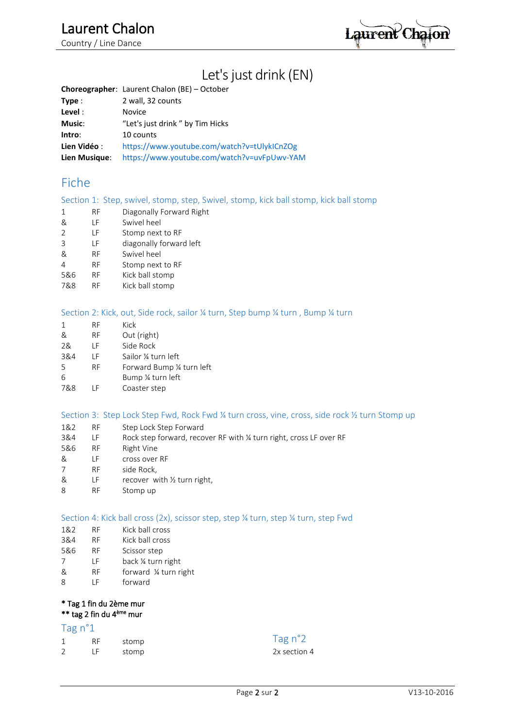# Let's just drink (EN)

| | |
|---|---|
| **Choreographer**: | Laurent Chalon (BE) – October |
| **Type** : | 2 wall, 32 counts |
| **Level** : | Novice |
| **Music**: | "Let's just drink " by Tim Hicks |
| **Intro**: | 10 counts |
| **Lien Vidéo** : | https://www.youtube.com/watch?v=tUlykICnZOg |
| **Lien Musique**: | https://www.youtube.com/watch?v=uvFpUwv-YAM |

## Fiche

### Section 1: Step, swivel, stomp, step, Swivel, stomp, kick ball stomp, kick ball stomp

| | | |
|---|---|---|
| 1 | RF | Diagonally Forward Right |
| & | LF | Swivel heel |
| 2 | LF | Stomp next to RF |
| 3 | LF | diagonally forward left |
| & | RF | Swivel heel |
| 4 | RF | Stomp next to RF |
| 5&6 | RF | Kick ball stomp |
| 7&8 | RF | Kick ball stomp |

### Section 2: Kick, out, Side rock, sailor ¼ turn, Step bump ¼ turn , Bump ¼ turn

| | | |
|---|---|---|
| 1 | RF | Kick |
| & | RF | Out (right) |
| 2& | LF | Side Rock |
| 3&4 | LF | Sailor ¼ turn left |
| 5 | RF | Forward Bump ¼ turn left |
| 6 | | Bump ¼ turn left |
| 7&8 | LF | Coaster step |

### Section 3: Step Lock Step Fwd, Rock Fwd ¼ turn cross, vine, cross, side rock ½ turn Stomp up

| | | |
|---|---|---|
| 1&2 | RF | Step Lock Step Forward |
| 3&4 | LF | Rock step forward, recover RF with ¼ turn right, cross LF over RF |
| 5&6 | RF | Right Vine |
| & | LF | cross over RF |
| 7 | RF | side Rock, |
| & | LF | recover with ½ turn right, |
| 8 | RF | Stomp up |

### Section 4: Kick ball cross (2x), scissor step, step ¼ turn, step ¼ turn, step Fwd

| | | |
|---|---|---|
| 1&2 | RF | Kick ball cross |
| 3&4 | RF | Kick ball cross |
| 5&6 | RF | Scissor step |
| 7 | LF | back ¼ turn right |
| & | RF | forward ¼ turn right |
| 8 | LF | forward |

**\* Tag 1 fin du 2ème mur**
**\*\* tag 2 fin du 4ème mur**

### Tag n°1

| | | |
|---|---|---|
| 1 | RF | stomp |
| 2 | LF | stomp |

### Tag n°2

2x section 4